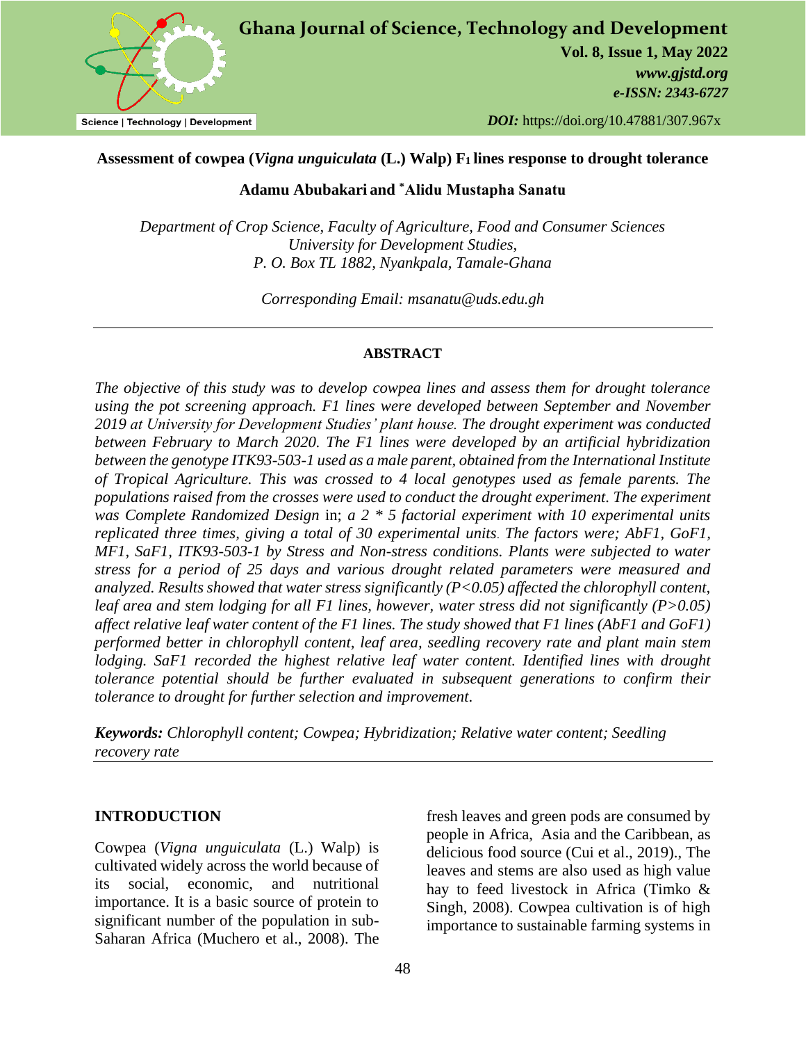# Assessment of cowpea (*Vigna unguiculata* (L.) Walp) $F_1$ lines response to drought tolerance

**Adamu Abubakari and \*Alidu Mustapha Sanatu**

*Department of Crop Science, Faculty of Agriculture, Food and Consumer Sciences*
*University for Development Studies,*
*P. O. Box TL 1882, Nyankpala, Tamale-Ghana*

*Corresponding Email: msanatu@uds.edu.gh*

---

## ABSTRACT

*The objective of this study was to develop cowpea lines and assess them for drought tolerance using the pot screening approach. F1 lines were developed between September and November 2019 at University for Development Studies' plant house. The drought experiment was conducted between February to March 2020. The F1 lines were developed by an artificial hybridization between the genotype ITK93-503-1 used as a male parent, obtained from the International Institute of Tropical Agriculture. This was crossed to 4 local genotypes used as female parents. The populations raised from the crosses were used to conduct the drought experiment. The experiment was Complete Randomized Design* in; *a 2 \* 5 factorial experiment with 10 experimental units replicated three times, giving a total of 30 experimental units. The factors were; AbF1, GoF1, MF1, SaF1, ITK93-503-1 by Stress and Non-stress conditions. Plants were subjected to water stress for a period of 25 days and various drought related parameters were measured and analyzed. Results showed that water stress significantly ($P<0.05$) affected the chlorophyll content, leaf area and stem lodging for all F1 lines, however, water stress did not significantly ($P>0.05$) affect relative leaf water content of the F1 lines. The study showed that F1 lines (AbF1 and GoF1) performed better in chlorophyll content, leaf area, seedling recovery rate and plant main stem lodging. SaF1 recorded the highest relative leaf water content. Identified lines with drought tolerance potential should be further evaluated in subsequent generations to confirm their tolerance to drought for further selection and improvement.*

***Keywords:*** *Chlorophyll content; Cowpea; Hybridization; Relative water content; Seedling recovery rate*

---

## INTRODUCTION

Cowpea (*Vigna unguiculata* (L.) Walp) is cultivated widely across the world because of its social, economic, and nutritional importance. It is a basic source of protein to significant number of the population in sub-Saharan Africa (Muchero et al., 2008). The fresh leaves and green pods are consumed by people in Africa, Asia and the Caribbean, as delicious food source (Cui et al., 2019)., The leaves and stems are also used as high value hay to feed livestock in Africa (Timko & Singh, 2008). Cowpea cultivation is of high importance to sustainable farming systems in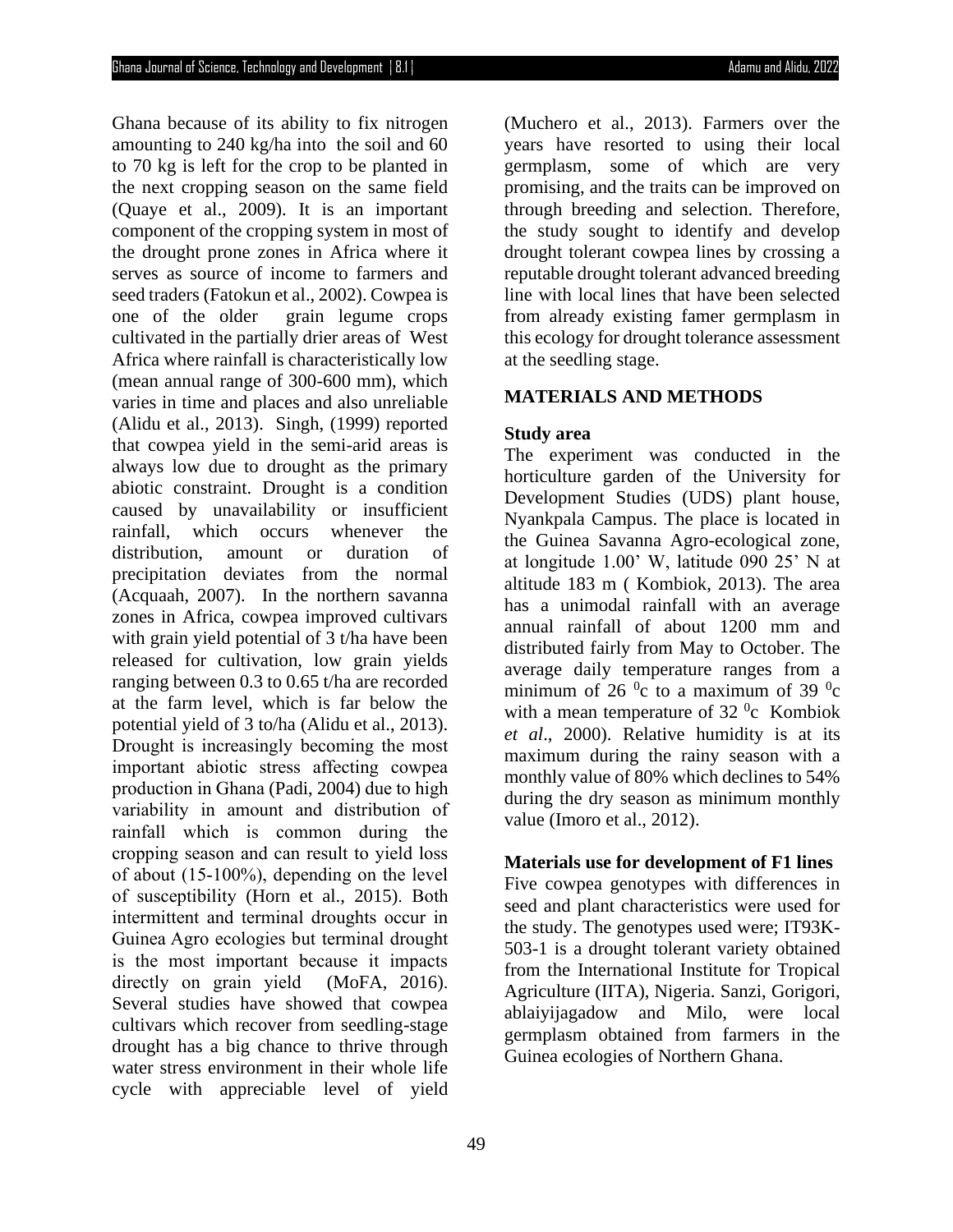Ghana because of its ability to fix nitrogen amounting to 240 kg/ha into the soil and 60 to 70 kg is left for the crop to be planted in the next cropping season on the same field (Quaye et al., 2009). It is an important component of the cropping system in most of the drought prone zones in Africa where it serves as source of income to farmers and seed traders (Fatokun et al., 2002). Cowpea is one of the older grain legume crops cultivated in the partially drier areas of West Africa where rainfall is characteristically low (mean annual range of 300-600 mm), which varies in time and places and also unreliable (Alidu et al., 2013). Singh, (1999) reported that cowpea yield in the semi-arid areas is always low due to drought as the primary abiotic constraint. Drought is a condition caused by unavailability or insufficient rainfall, which occurs whenever the distribution, amount or duration of precipitation deviates from the normal (Acquaah, 2007). In the northern savanna zones in Africa, cowpea improved cultivars with grain yield potential of 3 t/ha have been released for cultivation, low grain yields ranging between 0.3 to 0.65 t/ha are recorded at the farm level, which is far below the potential yield of 3 to/ha (Alidu et al., 2013). Drought is increasingly becoming the most important abiotic stress affecting cowpea production in Ghana (Padi, 2004) due to high variability in amount and distribution of rainfall which is common during the cropping season and can result to yield loss of about (15-100%), depending on the level of susceptibility (Horn et al., 2015). Both intermittent and terminal droughts occur in Guinea Agro ecologies but terminal drought is the most important because it impacts directly on grain yield (MoFA, 2016). Several studies have showed that cowpea cultivars which recover from seedling-stage drought has a big chance to thrive through water stress environment in their whole life cycle with appreciable level of yield (Muchero et al., 2013). Farmers over the years have resorted to using their local germplasm, some of which are very promising, and the traits can be improved on through breeding and selection. Therefore, the study sought to identify and develop drought tolerant cowpea lines by crossing a reputable drought tolerant advanced breeding line with local lines that have been selected from already existing famer germplasm in this ecology for drought tolerance assessment at the seedling stage.

## MATERIALS AND METHODS

### Study area

The experiment was conducted in the horticulture garden of the University for Development Studies (UDS) plant house, Nyankpala Campus. The place is located in the Guinea Savanna Agro-ecological zone, at longitude 1.00' W, latitude 090 25' N at altitude 183 m ( Kombiok, 2013). The area has a unimodal rainfall with an average annual rainfall of about 1200 mm and distributed fairly from May to October. The average daily temperature ranges from a minimum of 26 $^0$c to a maximum of 39 $^0$c with a mean temperature of 32 $^0$c Kombiok *et al*., 2000). Relative humidity is at its maximum during the rainy season with a monthly value of 80% which declines to 54% during the dry season as minimum monthly value (Imoro et al., 2012).

### Materials use for development of F1 lines

Five cowpea genotypes with differences in seed and plant characteristics were used for the study. The genotypes used were; IT93K-503-1 is a drought tolerant variety obtained from the International Institute for Tropical Agriculture (IITA), Nigeria. Sanzi, Gorigori, ablaiyijagadow and Milo, were local germplasm obtained from farmers in the Guinea ecologies of Northern Ghana.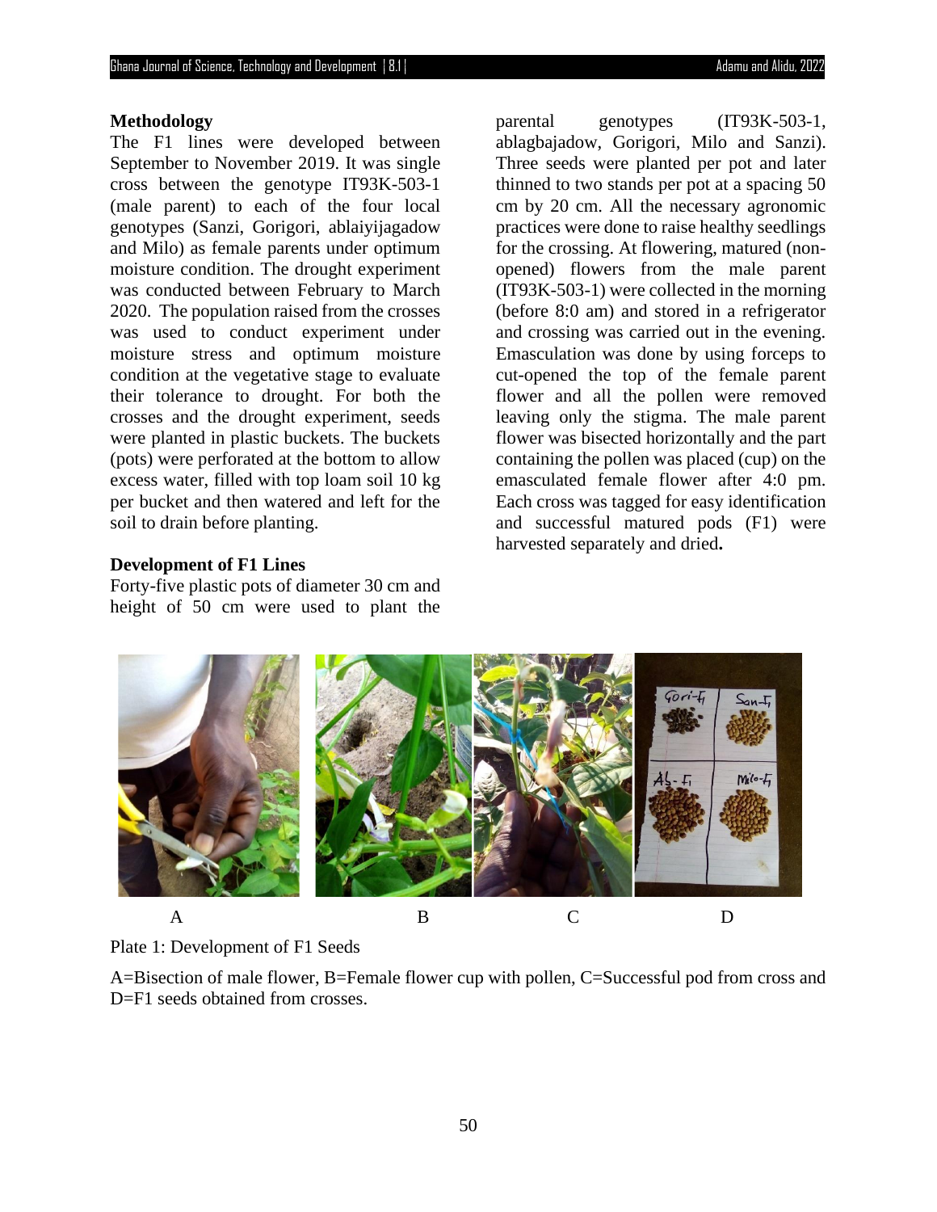## Methodology

The F1 lines were developed between September to November 2019. It was single cross between the genotype IT93K-503-1 (male parent) to each of the four local genotypes (Sanzi, Gorigori, ablaiyijagadow and Milo) as female parents under optimum moisture condition. The drought experiment was conducted between February to March 2020. The population raised from the crosses was used to conduct experiment under moisture stress and optimum moisture condition at the vegetative stage to evaluate their tolerance to drought. For both the crosses and the drought experiment, seeds were planted in plastic buckets. The buckets (pots) were perforated at the bottom to allow excess water, filled with top loam soil 10 kg per bucket and then watered and left for the soil to drain before planting.

### Development of F1 Lines

Forty-five plastic pots of diameter 30 cm and height of 50 cm were used to plant the parental genotypes (IT93K-503-1, ablagbajadow, Gorigori, Milo and Sanzi). Three seeds were planted per pot and later thinned to two stands per pot at a spacing 50 cm by 20 cm. All the necessary agronomic practices were done to raise healthy seedlings for the crossing. At flowering, matured (non-opened) flowers from the male parent (IT93K-503-1) were collected in the morning (before 8:0 am) and stored in a refrigerator and crossing was carried out in the evening. Emasculation was done by using forceps to cut-opened the top of the female parent flower and all the pollen were removed leaving only the stigma. The male parent flower was bisected horizontally and the part containing the pollen was placed (cup) on the emasculated female flower after 4:0 pm. Each cross was tagged for easy identification and successful matured pods (F1) were harvested separately and dried.

A B C D

Plate 1: Development of F1 Seeds

A=Bisection of male flower, B=Female flower cup with pollen, C=Successful pod from cross and D=F1 seeds obtained from crosses.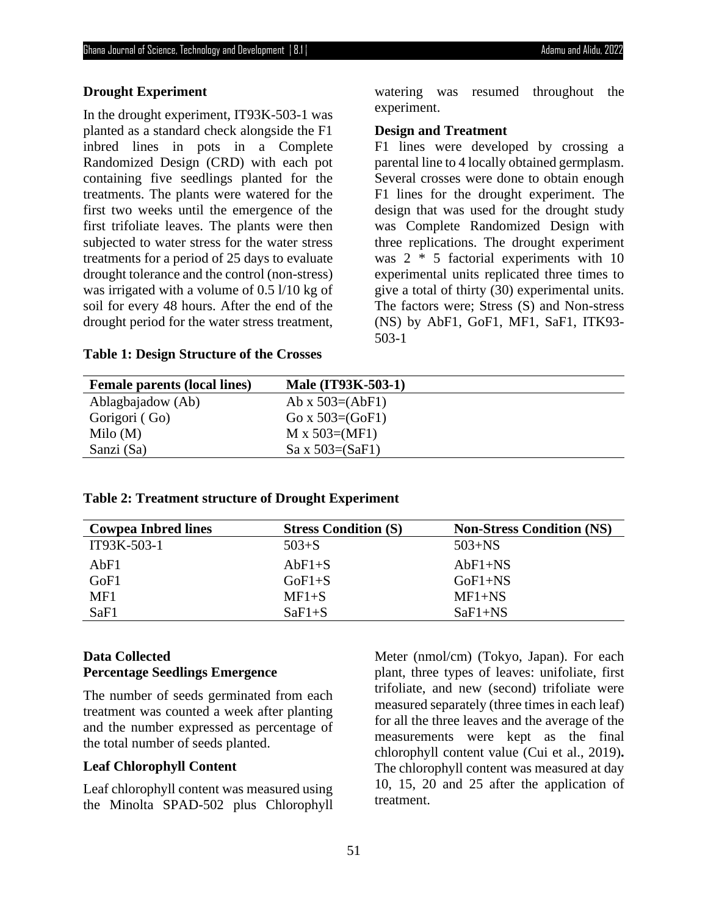### Drought Experiment

In the drought experiment, IT93K-503-1 was planted as a standard check alongside the F1 inbred lines in pots in a Complete Randomized Design (CRD) with each pot containing five seedlings planted for the treatments. The plants were watered for the first two weeks until the emergence of the first trifoliate leaves. The plants were then subjected to water stress for the water stress treatments for a period of 25 days to evaluate drought tolerance and the control (non-stress) was irrigated with a volume of 0.5 l/10 kg of soil for every 48 hours. After the end of the drought period for the water stress treatment, watering was resumed throughout the experiment.

### Design and Treatment

F1 lines were developed by crossing a parental line to 4 locally obtained germplasm. Several crosses were done to obtain enough F1 lines for the drought experiment. The design that was used for the drought study was Complete Randomized Design with three replications. The drought experiment was 2 * 5 factorial experiments with 10 experimental units replicated three times to give a total of thirty (30) experimental units. The factors were; Stress (S) and Non-stress (NS) by AbF1, GoF1, MF1, SaF1, ITK93-503-1

**Table 1: Design Structure of the Crosses**

| Female parents (local lines) | Male (IT93K-503-1) |
|---|---|
| Ablagbajadow (Ab) | Ab x 503=(AbF1) |
| Gorigori ( Go) | Go x 503=(GoF1) |
| Milo (M) | M x 503=(MF1) |
| Sanzi (Sa) | Sa x 503=(SaF1) |

**Table 2: Treatment structure of Drought Experiment**

| Cowpea Inbred lines | Stress Condition (S) | Non-Stress Condition (NS) |
|---|---|---|
| IT93K-503-1 | 503+S | 503+NS |
| AbF1 | AbF1+S | AbF1+NS |
| GoF1 | GoF1+S | GoF1+NS |
| MF1 | MF1+S | MF1+NS |
| SaF1 | SaF1+S | SaF1+NS |

### Data Collected

### Percentage Seedlings Emergence

The number of seeds germinated from each treatment was counted a week after planting and the number expressed as percentage of the total number of seeds planted.

### Leaf Chlorophyll Content

Leaf chlorophyll content was measured using the Minolta SPAD-502 plus Chlorophyll Meter (nmol/cm) (Tokyo, Japan). For each plant, three types of leaves: unifoliate, first trifoliate, and new (second) trifoliate were measured separately (three times in each leaf) for all the three leaves and the average of the measurements were kept as the final chlorophyll content value (Cui et al., 2019). The chlorophyll content was measured at day 10, 15, 20 and 25 after the application of treatment.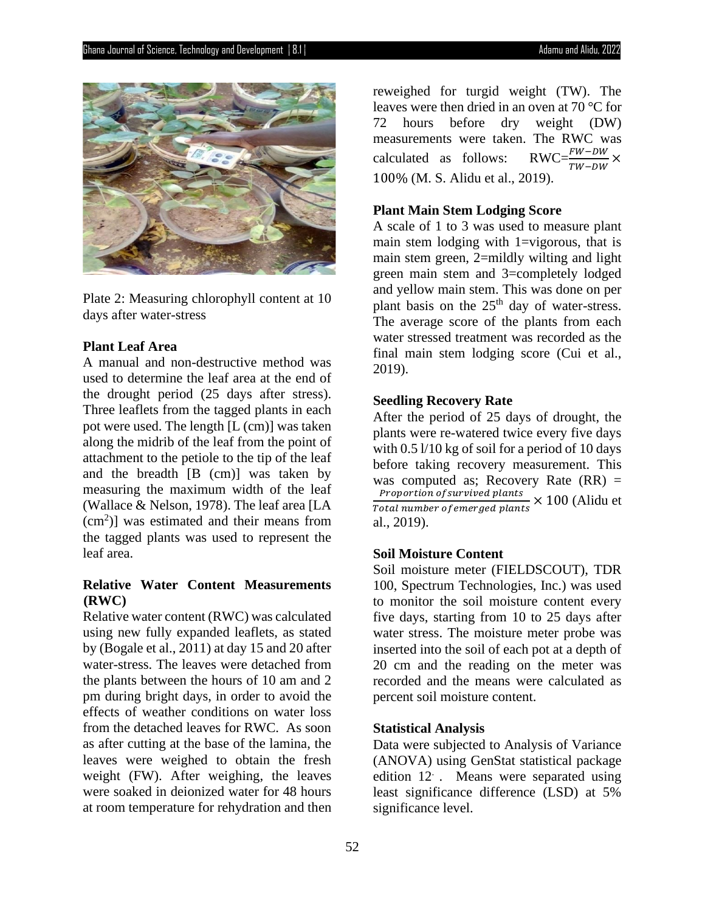Plate 2: Measuring chlorophyll content at 10 days after water-stress

**Plant Leaf Area**

A manual and non-destructive method was used to determine the leaf area at the end of the drought period (25 days after stress). Three leaflets from the tagged plants in each pot were used. The length [L (cm)] was taken along the midrib of the leaf from the point of attachment to the petiole to the tip of the leaf and the breadth [B (cm)] was taken by measuring the maximum width of the leaf (Wallace & Nelson, 1978). The leaf area [LA ($cm^2$)] was estimated and their means from the tagged plants was used to represent the leaf area.

**Relative Water Content Measurements (RWC)**

Relative water content (RWC) was calculated using new fully expanded leaflets, as stated by (Bogale et al., 2011) at day 15 and 20 after water-stress. The leaves were detached from the plants between the hours of 10 am and 2 pm during bright days, in order to avoid the effects of weather conditions on water loss from the detached leaves for RWC. As soon as after cutting at the base of the lamina, the leaves were weighed to obtain the fresh weight (FW). After weighing, the leaves were soaked in deionized water for 48 hours at room temperature for rehydration and then reweighed for turgid weight (TW). The leaves were then dried in an oven at 70 °C for 72 hours before dry weight (DW) measurements were taken. The RWC was calculated as follows: $\text{RWC}=\frac{FW-DW}{TW-DW}\times 100\%$ (M. S. Alidu et al., 2019).

**Plant Main Stem Lodging Score**

A scale of 1 to 3 was used to measure plant main stem lodging with 1=vigorous, that is main stem green, 2=mildly wilting and light green main stem and 3=completely lodged and yellow main stem. This was done on per plant basis on the $25^{th}$ day of water-stress. The average score of the plants from each water stressed treatment was recorded as the final main stem lodging score (Cui et al., 2019).

**Seedling Recovery Rate**

After the period of 25 days of drought, the plants were re-watered twice every five days with 0.5 l/10 kg of soil for a period of 10 days before taking recovery measurement. This was computed as; Recovery Rate (RR) = $\frac{Proportion\ of\ survived\ plants}{Total\ number\ of\ emerged\ plants}\times 100$ (Alidu et al., 2019).

**Soil Moisture Content**

Soil moisture meter (FIELDSCOUT), TDR 100, Spectrum Technologies, Inc.) was used to monitor the soil moisture content every five days, starting from 10 to 25 days after water stress. The moisture meter probe was inserted into the soil of each pot at a depth of 20 cm and the reading on the meter was recorded and the means were calculated as percent soil moisture content.

**Statistical Analysis**

Data were subjected to Analysis of Variance (ANOVA) using GenStat statistical package edition 12. . Means were separated using least significance difference (LSD) at 5% significance level.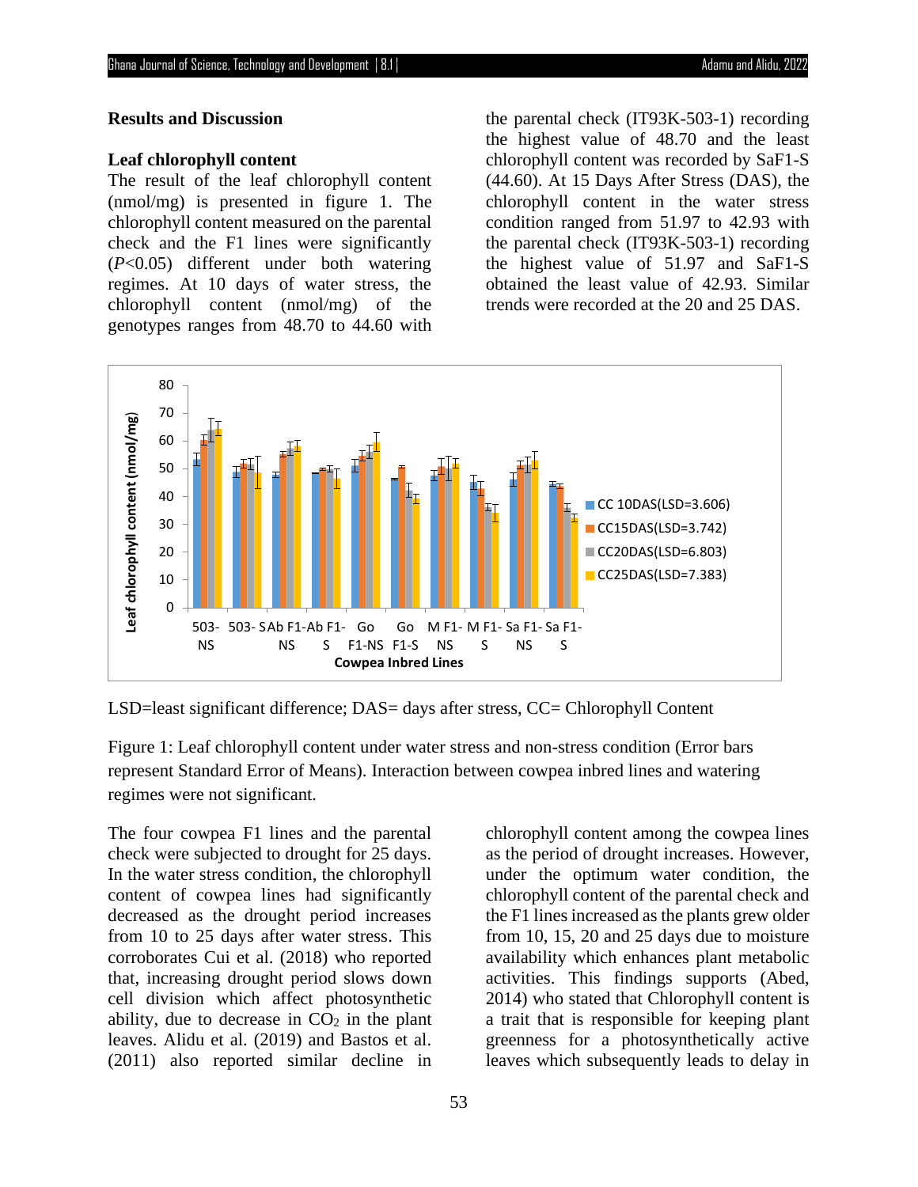## Results and Discussion

### Leaf chlorophyll content

The result of the leaf chlorophyll content (nmol/mg) is presented in figure 1. The chlorophyll content measured on the parental check and the F1 lines were significantly ($P$<0.05) different under both watering regimes. At 10 days of water stress, the chlorophyll content (nmol/mg) of the genotypes ranges from 48.70 to 44.60 with the parental check (IT93K-503-1) recording the highest value of 48.70 and the least chlorophyll content was recorded by SaF1-S (44.60). At 15 Days After Stress (DAS), the chlorophyll content in the water stress condition ranged from 51.97 to 42.93 with the parental check (IT93K-503-1) recording the highest value of 51.97 and SaF1-S obtained the least value of 42.93. Similar trends were recorded at the 20 and 25 DAS.

LSD=least significant difference; DAS= days after stress, CC= Chlorophyll Content

Figure 1: Leaf chlorophyll content under water stress and non-stress condition (Error bars represent Standard Error of Means). Interaction between cowpea inbred lines and watering regimes were not significant.

The four cowpea F1 lines and the parental check were subjected to drought for 25 days. In the water stress condition, the chlorophyll content of cowpea lines had significantly decreased as the drought period increases from 10 to 25 days after water stress. This corroborates Cui et al. (2018) who reported that, increasing drought period slows down cell division which affect photosynthetic ability, due to decrease in $CO_2$ in the plant leaves. Alidu et al. (2019) and Bastos et al. (2011) also reported similar decline in chlorophyll content among the cowpea lines as the period of drought increases. However, under the optimum water condition, the chlorophyll content of the parental check and the F1 lines increased as the plants grew older from 10, 15, 20 and 25 days due to moisture availability which enhances plant metabolic activities. This findings supports (Abed, 2014) who stated that Chlorophyll content is a trait that is responsible for keeping plant greenness for a photosynthetically active leaves which subsequently leads to delay in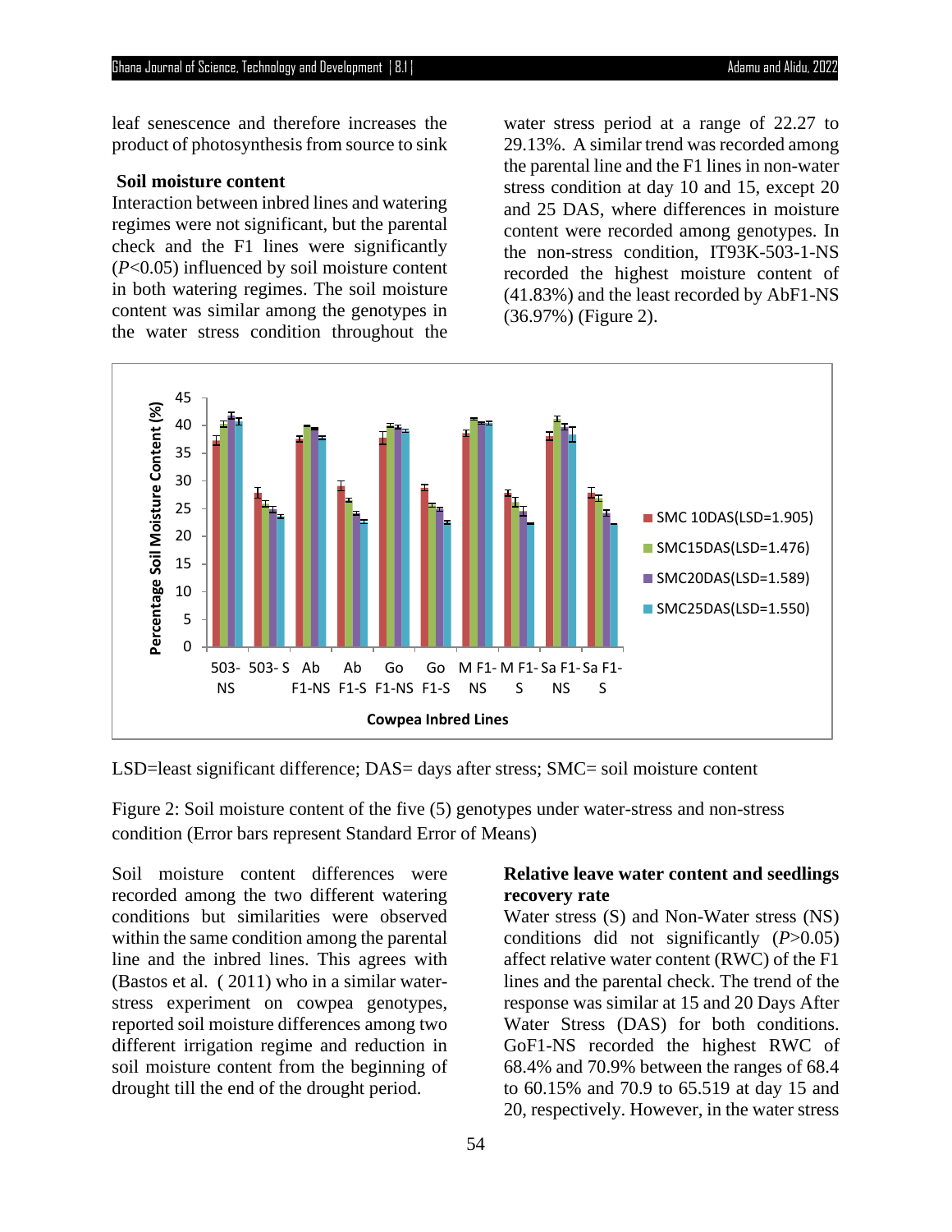leaf senescence and therefore increases the product of photosynthesis from source to sink

### Soil moisture content

Interaction between inbred lines and watering regimes were not significant, but the parental check and the F1 lines were significantly ($P$<0.05) influenced by soil moisture content in both watering regimes. The soil moisture content was similar among the genotypes in the water stress condition throughout the water stress period at a range of 22.27 to 29.13%. A similar trend was recorded among the parental line and the F1 lines in non-water stress condition at day 10 and 15, except 20 and 25 DAS, where differences in moisture content were recorded among genotypes. In the non-stress condition, IT93K-503-1-NS recorded the highest moisture content of (41.83%) and the least recorded by AbF1-NS (36.97%) (Figure 2).

LSD=least significant difference; DAS= days after stress; SMC= soil moisture content

Figure 2: Soil moisture content of the five (5) genotypes under water-stress and non-stress condition (Error bars represent Standard Error of Means)

Soil moisture content differences were recorded among the two different watering conditions but similarities were observed within the same condition among the parental line and the inbred lines. This agrees with (Bastos et al. ( 2011) who in a similar water-stress experiment on cowpea genotypes, reported soil moisture differences among two different irrigation regime and reduction in soil moisture content from the beginning of drought till the end of the drought period.

### Relative leave water content and seedlings recovery rate

Water stress (S) and Non-Water stress (NS) conditions did not significantly ($P$>0.05) affect relative water content (RWC) of the F1 lines and the parental check. The trend of the response was similar at 15 and 20 Days After Water Stress (DAS) for both conditions. GoF1-NS recorded the highest RWC of 68.4% and 70.9% between the ranges of 68.4 to 60.15% and 70.9 to 65.519 at day 15 and 20, respectively. However, in the water stress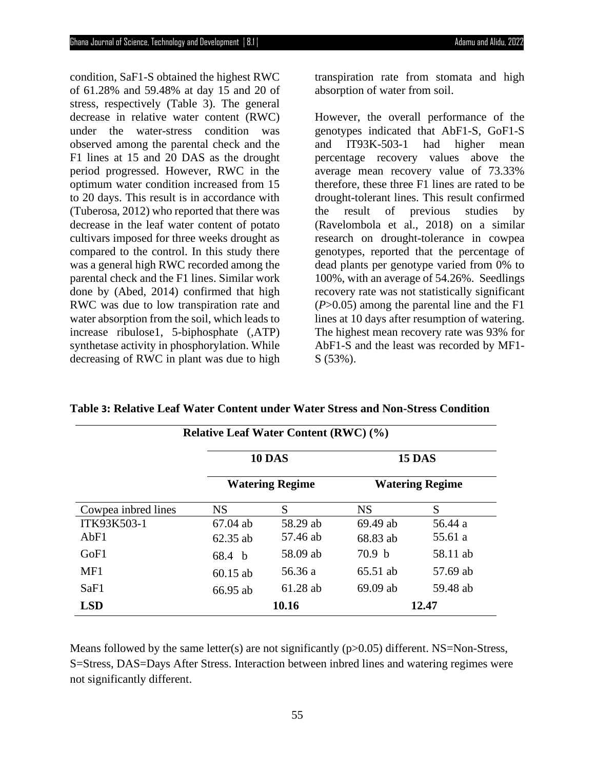condition, SaF1-S obtained the highest RWC of 61.28% and 59.48% at day 15 and 20 of stress, respectively (Table 3). The general decrease in relative water content (RWC) under the water-stress condition was observed among the parental check and the F1 lines at 15 and 20 DAS as the drought period progressed. However, RWC in the optimum water condition increased from 15 to 20 days. This result is in accordance with (Tuberosa, 2012) who reported that there was decrease in the leaf water content of potato cultivars imposed for three weeks drought as compared to the control. In this study there was a general high RWC recorded among the parental check and the F1 lines. Similar work done by (Abed, 2014) confirmed that high RWC was due to low transpiration rate and water absorption from the soil, which leads to increase ribulose1, 5-biphosphate (,ATP) synthetase activity in phosphorylation. While decreasing of RWC in plant was due to high transpiration rate from stomata and high absorption of water from soil.

However, the overall performance of the genotypes indicated that AbF1-S, GoF1-S and IT93K-503-1 had higher mean percentage recovery values above the average mean recovery value of 73.33% therefore, these three F1 lines are rated to be drought-tolerant lines. This result confirmed the result of previous studies by (Ravelombola et al., 2018) on a similar research on drought-tolerance in cowpea genotypes, reported that the percentage of dead plants per genotype varied from 0% to 100%, with an average of 54.26%. Seedlings recovery rate was not statistically significant (*P*>0.05) among the parental line and the F1 lines at 10 days after resumption of watering. The highest mean recovery rate was 93% for AbF1-S and the least was recorded by MF1-S (53%).

**Table 3: Relative Leaf Water Content under Water Stress and Non-Stress Condition**

| | Relative Leaf Water Content (RWC) (%) | | | |
|---|---|---|---|---|
| | 10 DAS | | 15 DAS | |
| | Watering Regime | | Watering Regime | |
| Cowpea inbred lines | NS | S | NS | S |
| ITK93K503-1 | 67.04 ab | 58.29 ab | 69.49 ab | 56.44 a |
| AbF1 | 62.35 ab | 57.46 ab | 68.83 ab | 55.61 a |
| GoF1 | 68.4 b | 58.09 ab | 70.9 b | 58.11 ab |
| MF1 | 60.15 ab | 56.36 a | 65.51 ab | 57.69 ab |
| SaF1 | 66.95 ab | 61.28 ab | 69.09 ab | 59.48 ab |
| **LSD** | **10.16** | | **12.47** | |

Means followed by the same letter(s) are not significantly (p>0.05) different. NS=Non-Stress, S=Stress, DAS=Days After Stress. Interaction between inbred lines and watering regimes were not significantly different.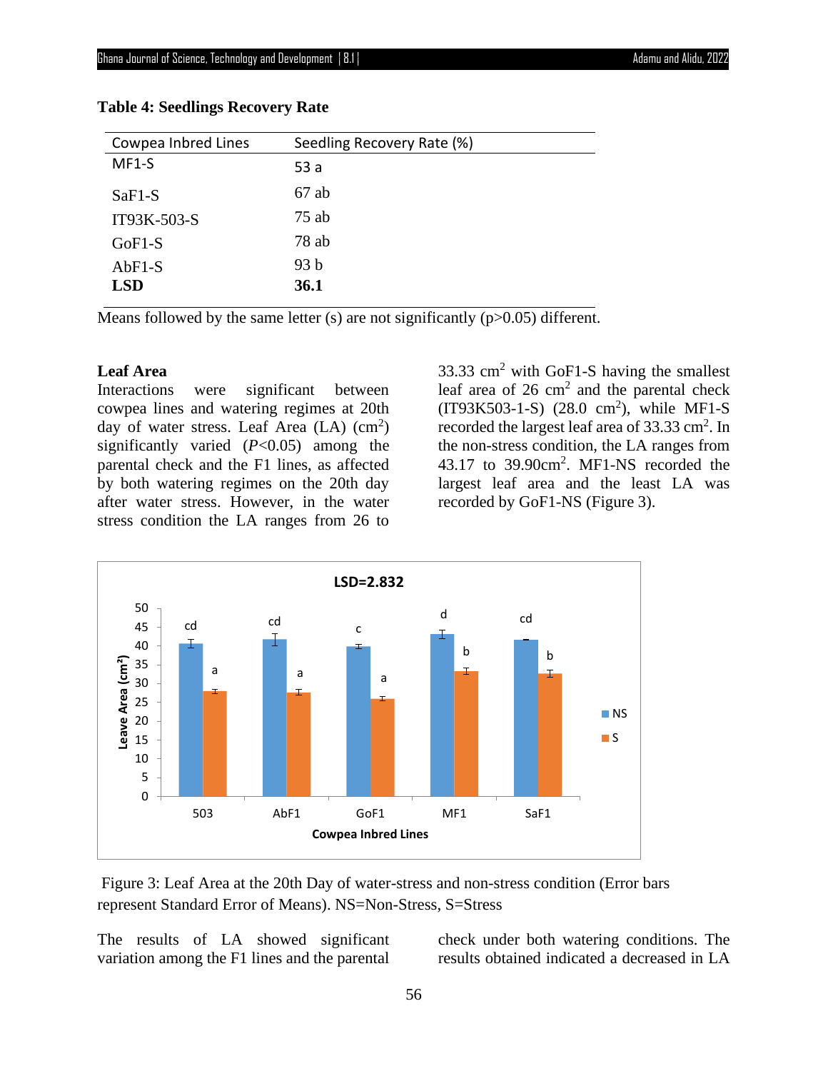**Table 4: Seedlings Recovery Rate**

| Cowpea Inbred Lines | Seedling Recovery Rate (%) |
|---|---|
| MF1-S | 53 a |
| SaF1-S | 67 ab |
| IT93K-503-S | 75 ab |
| GoF1-S | 78 ab |
| AbF1-S | 93 b |
| **LSD** | **36.1** |

Means followed by the same letter (s) are not significantly (p>0.05) different.

**Leaf Area**

Interactions were significant between cowpea lines and watering regimes at 20th day of water stress. Leaf Area (LA) ($cm^2$) significantly varied ($P$<0.05) among the parental check and the F1 lines, as affected by both watering regimes on the 20th day after water stress. However, in the water stress condition the LA ranges from 26 to 33.33 $cm^2$ with GoF1-S having the smallest leaf area of 26 $cm^2$ and the parental check (IT93K503-1-S) (28.0 $cm^2$), while MF1-S recorded the largest leaf area of 33.33 $cm^2$. In the non-stress condition, the LA ranges from 43.17 to 39.90$cm^2$. MF1-NS recorded the largest leaf area and the least LA was recorded by GoF1-NS (Figure 3).

Figure 3: Leaf Area at the 20th Day of water-stress and non-stress condition (Error bars represent Standard Error of Means). NS=Non-Stress, S=Stress

The results of LA showed significant variation among the F1 lines and the parental check under both watering conditions. The results obtained indicated a decreased in LA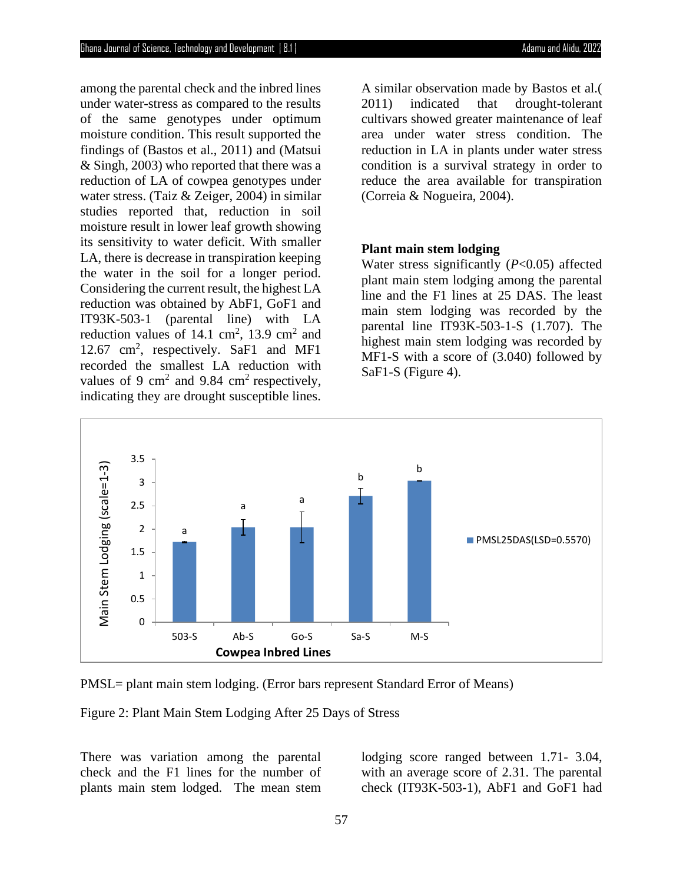among the parental check and the inbred lines under water-stress as compared to the results of the same genotypes under optimum moisture condition. This result supported the findings of (Bastos et al., 2011) and (Matsui & Singh, 2003) who reported that there was a reduction of LA of cowpea genotypes under water stress. (Taiz & Zeiger, 2004) in similar studies reported that, reduction in soil moisture result in lower leaf growth showing its sensitivity to water deficit. With smaller LA, there is decrease in transpiration keeping the water in the soil for a longer period. Considering the current result, the highest LA reduction was obtained by AbF1, GoF1 and IT93K-503-1 (parental line) with LA reduction values of 14.1 $cm^2$, 13.9 $cm^2$ and 12.67 $cm^2$, respectively. SaF1 and MF1 recorded the smallest LA reduction with values of 9 $cm^2$ and 9.84 $cm^2$ respectively, indicating they are drought susceptible lines.

A similar observation made by Bastos et al.( 2011) indicated that drought-tolerant cultivars showed greater maintenance of leaf area under water stress condition. The reduction in LA in plants under water stress condition is a survival strategy in order to reduce the area available for transpiration (Correia & Nogueira, 2004).

### Plant main stem lodging

Water stress significantly ($P<0.05$) affected plant main stem lodging among the parental line and the F1 lines at 25 DAS. The least main stem lodging was recorded by the parental line IT93K-503-1-S (1.707). The highest main stem lodging was recorded by MF1-S with a score of (3.040) followed by SaF1-S (Figure 4).

PMSL= plant main stem lodging. (Error bars represent Standard Error of Means)

Figure 2: Plant Main Stem Lodging After 25 Days of Stress

There was variation among the parental check and the F1 lines for the number of plants main stem lodged. The mean stem lodging score ranged between 1.71- 3.04, with an average score of 2.31. The parental check (IT93K-503-1), AbF1 and GoF1 had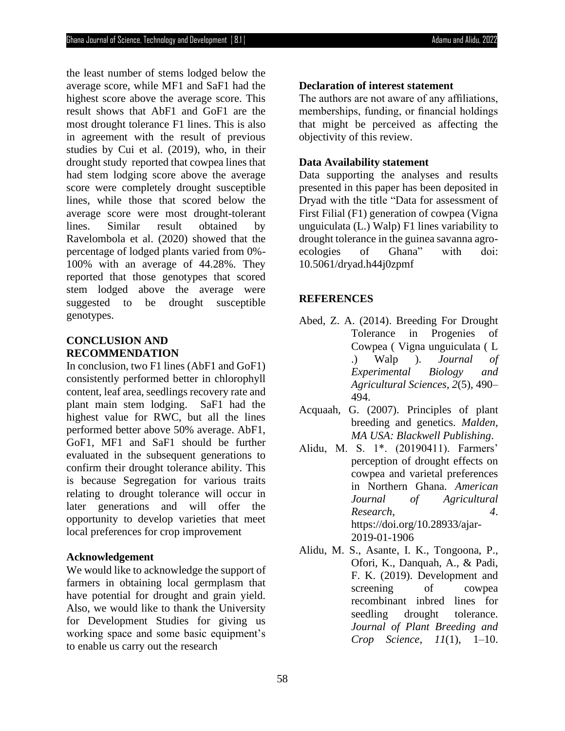the least number of stems lodged below the average score, while MF1 and SaF1 had the highest score above the average score. This result shows that AbF1 and GoF1 are the most drought tolerance F1 lines. This is also in agreement with the result of previous studies by Cui et al. (2019), who, in their drought study reported that cowpea lines that had stem lodging score above the average score were completely drought susceptible lines, while those that scored below the average score were most drought-tolerant lines. Similar result obtained by Ravelombola et al. (2020) showed that the percentage of lodged plants varied from 0%-100% with an average of 44.28%. They reported that those genotypes that scored stem lodged above the average were suggested to be drought susceptible genotypes.

## CONCLUSION AND RECOMMENDATION

In conclusion, two F1 lines (AbF1 and GoF1) consistently performed better in chlorophyll content, leaf area, seedlings recovery rate and plant main stem lodging. SaF1 had the highest value for RWC, but all the lines performed better above 50% average. AbF1, GoF1, MF1 and SaF1 should be further evaluated in the subsequent generations to confirm their drought tolerance ability. This is because Segregation for various traits relating to drought tolerance will occur in later generations and will offer the opportunity to develop varieties that meet local preferences for crop improvement

### Acknowledgement

We would like to acknowledge the support of farmers in obtaining local germplasm that have potential for drought and grain yield. Also, we would like to thank the University for Development Studies for giving us working space and some basic equipment's to enable us carry out the research

### Declaration of interest statement

The authors are not aware of any affiliations, memberships, funding, or financial holdings that might be perceived as affecting the objectivity of this review.

### Data Availability statement

Data supporting the analyses and results presented in this paper has been deposited in Dryad with the title "Data for assessment of First Filial (F1) generation of cowpea (Vigna unguiculata (L.) Walp) F1 lines variability to drought tolerance in the guinea savanna agro-ecologies of Ghana" with doi: 10.5061/dryad.h44j0zpmf

## REFERENCES

Abed, Z. A. (2014). Breeding For Drought Tolerance in Progenies of Cowpea ( Vigna unguiculata ( L .) Walp ). *Journal of Experimental Biology and Agricultural Sciences*, *2*(5), 490–494.

Acquaah, G. (2007). Principles of plant breeding and genetics. *Malden, MA USA: Blackwell Publishing*.

Alidu, M. S. 1*. (20190411). Farmers' perception of drought effects on cowpea and varietal preferences in Northern Ghana. *American Journal of Agricultural Research*, *4*. https://doi.org/10.28933/ajar-2019-01-1906

Alidu, M. S., Asante, I. K., Tongoona, P., Ofori, K., Danquah, A., & Padi, F. K. (2019). Development and screening of cowpea recombinant inbred lines for seedling drought tolerance. *Journal of Plant Breeding and Crop Science*, *11*(1), 1–10.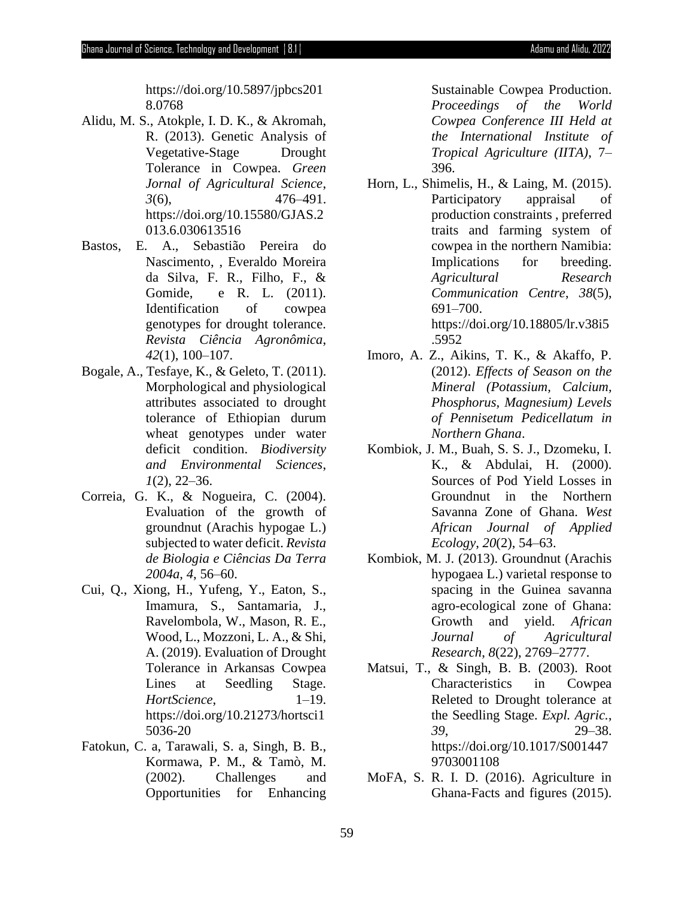https://doi.org/10.5897/jpbcs2018.0768

Alidu, M. S., Atokple, I. D. K., & Akromah, R. (2013). Genetic Analysis of Vegetative-Stage Drought Tolerance in Cowpea. *Green Jornal of Agricultural Science*, *3*(6), 476–491. https://doi.org/10.15580/GJAS.2013.6.030613516

Bastos, E. A., Sebastião Pereira do Nascimento, , Everaldo Moreira da Silva, F. R., Filho, F., & Gomide, e R. L. (2011). Identification of cowpea genotypes for drought tolerance. *Revista Ciência Agronômica*, *42*(1), 100–107.

Bogale, A., Tesfaye, K., & Geleto, T. (2011). Morphological and physiological attributes associated to drought tolerance of Ethiopian durum wheat genotypes under water deficit condition. *Biodiversity and Environmental Sciences*, *1*(2), 22–36.

Correia, G. K., & Nogueira, C. (2004). Evaluation of the growth of groundnut (Arachis hypogae L.) subjected to water deficit. *Revista de Biologia e Ciências Da Terra 2004a*, *4*, 56–60.

Cui, Q., Xiong, H., Yufeng, Y., Eaton, S., Imamura, S., Santamaria, J., Ravelombola, W., Mason, R. E., Wood, L., Mozzoni, L. A., & Shi, A. (2019). Evaluation of Drought Tolerance in Arkansas Cowpea Lines at Seedling Stage. *HortScience*, 1–19. https://doi.org/10.21273/hortsci15036-20

Fatokun, C. a, Tarawali, S. a, Singh, B. B., Kormawa, P. M., & Tamò, M. (2002). Challenges and Opportunities for Enhancing Sustainable Cowpea Production. *Proceedings of the World Cowpea Conference III Held at the International Institute of Tropical Agriculture (IITA)*, 7–396.

Horn, L., Shimelis, H., & Laing, M. (2015). Participatory appraisal of production constraints , preferred traits and farming system of cowpea in the northern Namibia: Implications for breeding. *Agricultural Research Communication Centre*, *38*(5), 691–700. https://doi.org/10.18805/lr.v38i5.5952

Imoro, A. Z., Aikins, T. K., & Akaffo, P. (2012). *Effects of Season on the Mineral (Potassium, Calcium, Phosphorus, Magnesium) Levels of Pennisetum Pedicellatum in Northern Ghana*.

Kombiok, J. M., Buah, S. S. J., Dzomeku, I. K., & Abdulai, H. (2000). Sources of Pod Yield Losses in Groundnut in the Northern Savanna Zone of Ghana. *West African Journal of Applied Ecology*, *20*(2), 54–63.

Kombiok, M. J. (2013). Groundnut (Arachis hypogaea L.) varietal response to spacing in the Guinea savanna agro-ecological zone of Ghana: Growth and yield. *African Journal of Agricultural Research*, *8*(22), 2769–2777.

Matsui, T., & Singh, B. B. (2003). Root Characteristics in Cowpea Releted to Drought tolerance at the Seedling Stage. *Expl. Agric.*, *39*, 29–38. https://doi.org/10.1017/S0014479703001108

MoFA, S. R. I. D. (2016). Agriculture in Ghana-Facts and figures (2015).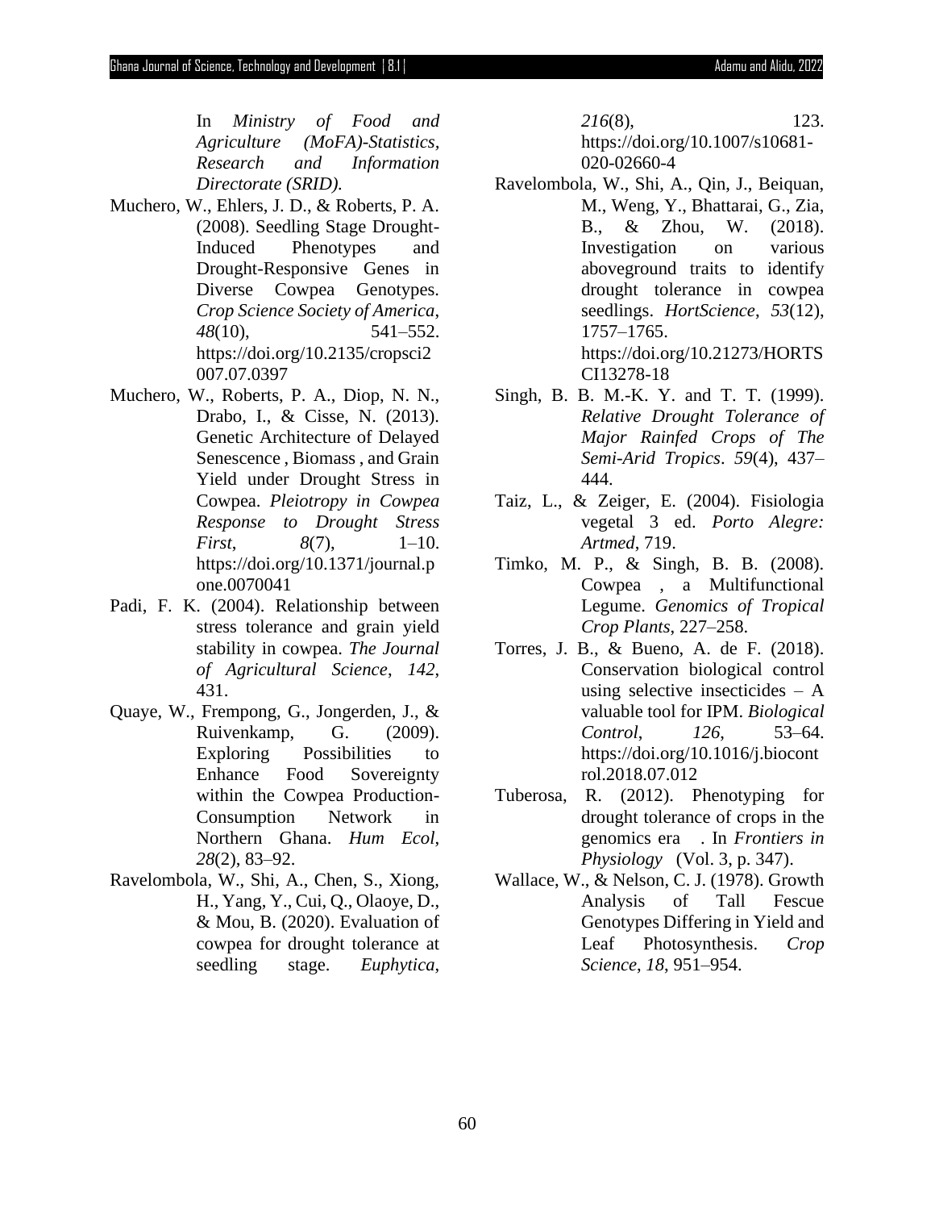In *Ministry of Food and Agriculture (MoFA)-Statistics, Research and Information Directorate (SRID).*

Muchero, W., Ehlers, J. D., & Roberts, P. A. (2008). Seedling Stage Drought-Induced Phenotypes and Drought-Responsive Genes in Diverse Cowpea Genotypes. *Crop Science Society of America*, *48*(10), 541–552. https://doi.org/10.2135/cropsci2007.07.0397

Muchero, W., Roberts, P. A., Diop, N. N., Drabo, I., & Cisse, N. (2013). Genetic Architecture of Delayed Senescence , Biomass , and Grain Yield under Drought Stress in Cowpea. *Pleiotropy in Cowpea Response to Drought Stress First*, *8*(7), 1–10. https://doi.org/10.1371/journal.pone.0070041

Padi, F. K. (2004). Relationship between stress tolerance and grain yield stability in cowpea. *The Journal of Agricultural Science*, *142*, 431.

Quaye, W., Frempong, G., Jongerden, J., & Ruivenkamp, G. (2009). Exploring Possibilities to Enhance Food Sovereignty within the Cowpea Production-Consumption Network in Northern Ghana. *Hum Ecol*, *28*(2), 83–92.

Ravelombola, W., Shi, A., Chen, S., Xiong, H., Yang, Y., Cui, Q., Olaoye, D., & Mou, B. (2020). Evaluation of cowpea for drought tolerance at seedling stage. *Euphytica*, *216*(8), 123. https://doi.org/10.1007/s10681-020-02660-4

Ravelombola, W., Shi, A., Qin, J., Beiquan, M., Weng, Y., Bhattarai, G., Zia, B., & Zhou, W. (2018). Investigation on various aboveground traits to identify drought tolerance in cowpea seedlings. *HortScience*, *53*(12), 1757–1765. https://doi.org/10.21273/HORTSCI13278-18

Singh, B. B. M.-K. Y. and T. T. (1999). *Relative Drought Tolerance of Major Rainfed Crops of The Semi-Arid Tropics*. *59*(4), 437–444.

Taiz, L., & Zeiger, E. (2004). Fisiologia vegetal 3 ed. *Porto Alegre: Artmed*, 719.

Timko, M. P., & Singh, B. B. (2008). Cowpea , a Multifunctional Legume. *Genomics of Tropical Crop Plants*, 227–258.

Torres, J. B., & Bueno, A. de F. (2018). Conservation biological control using selective insecticides – A valuable tool for IPM. *Biological Control*, *126*, 53–64. https://doi.org/10.1016/j.biocontrol.2018.07.012

Tuberosa, R. (2012). Phenotyping for drought tolerance of crops in the genomics era . In *Frontiers in Physiology* (Vol. 3, p. 347).

Wallace, W., & Nelson, C. J. (1978). Growth Analysis of Tall Fescue Genotypes Differing in Yield and Leaf Photosynthesis. *Crop Science*, *18*, 951–954.